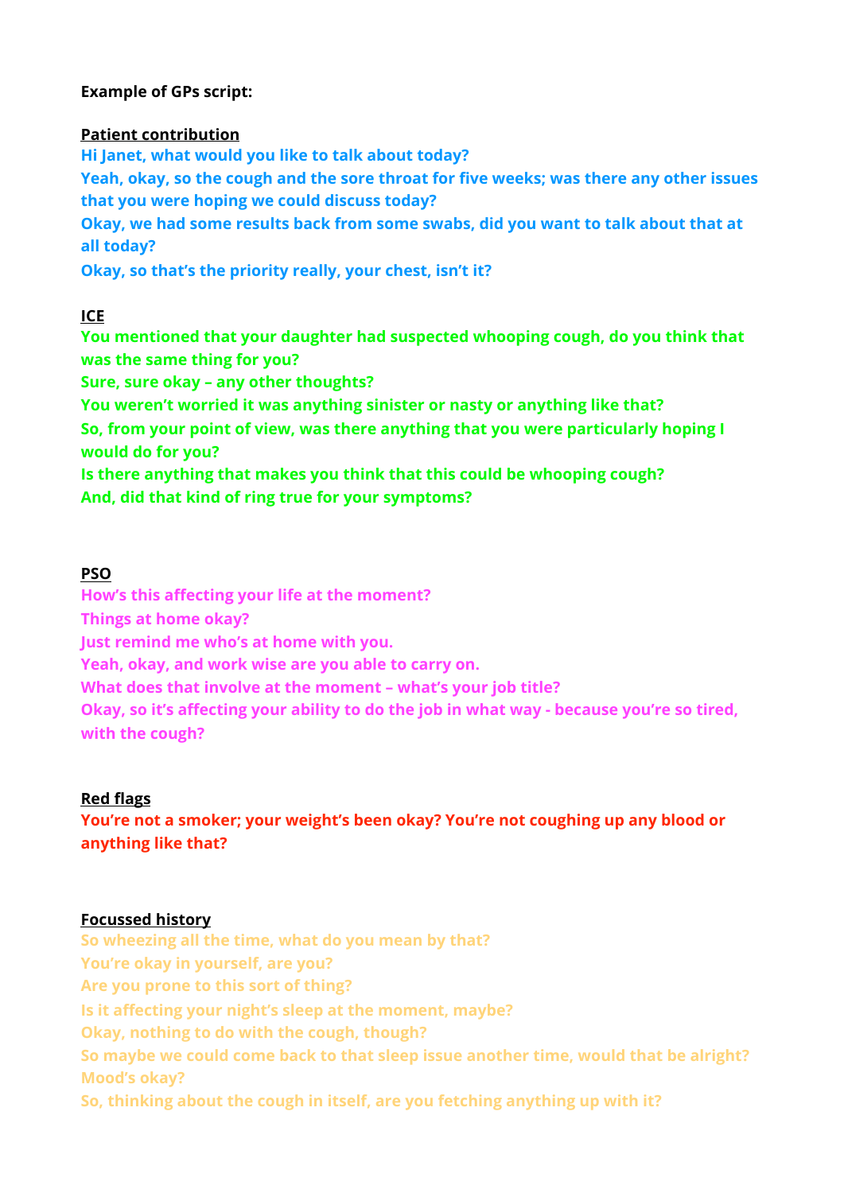**Example of GPs script:**

**Patient contribution**

**Hi Janet, what would you like to talk about today?**
**Yeah, okay, so the cough and the sore throat for five weeks; was there any other issues that you were hoping we could discuss today?**
**Okay, we had some results back from some swabs, did you want to talk about that at all today?**
**Okay, so that's the priority really, your chest, isn't it?**

**ICE**

**You mentioned that your daughter had suspected whooping cough, do you think that was the same thing for you?**
**Sure, sure okay – any other thoughts?**
**You weren't worried it was anything sinister or nasty or anything like that?**
**So, from your point of view, was there anything that you were particularly hoping I would do for you?**
**Is there anything that makes you think that this could be whooping cough?**
**And, did that kind of ring true for your symptoms?**

**PSO**

**How's this affecting your life at the moment?**
**Things at home okay?**
**Just remind me who's at home with you.**
**Yeah, okay, and work wise are you able to carry on.**
**What does that involve at the moment – what's your job title?**
**Okay, so it's affecting your ability to do the job in what way - because you're so tired, with the cough?**

**Red flags**

**You're not a smoker; your weight's been okay? You're not coughing up any blood or anything like that?**

**Focussed history**

**So wheezing all the time, what do you mean by that?**
**You're okay in yourself, are you?**
**Are you prone to this sort of thing?**
**Is it affecting your night's sleep at the moment, maybe?**
**Okay, nothing to do with the cough, though?**
**So maybe we could come back to that sleep issue another time, would that be alright?**
**Mood's okay?**
**So, thinking about the cough in itself, are you fetching anything up with it?**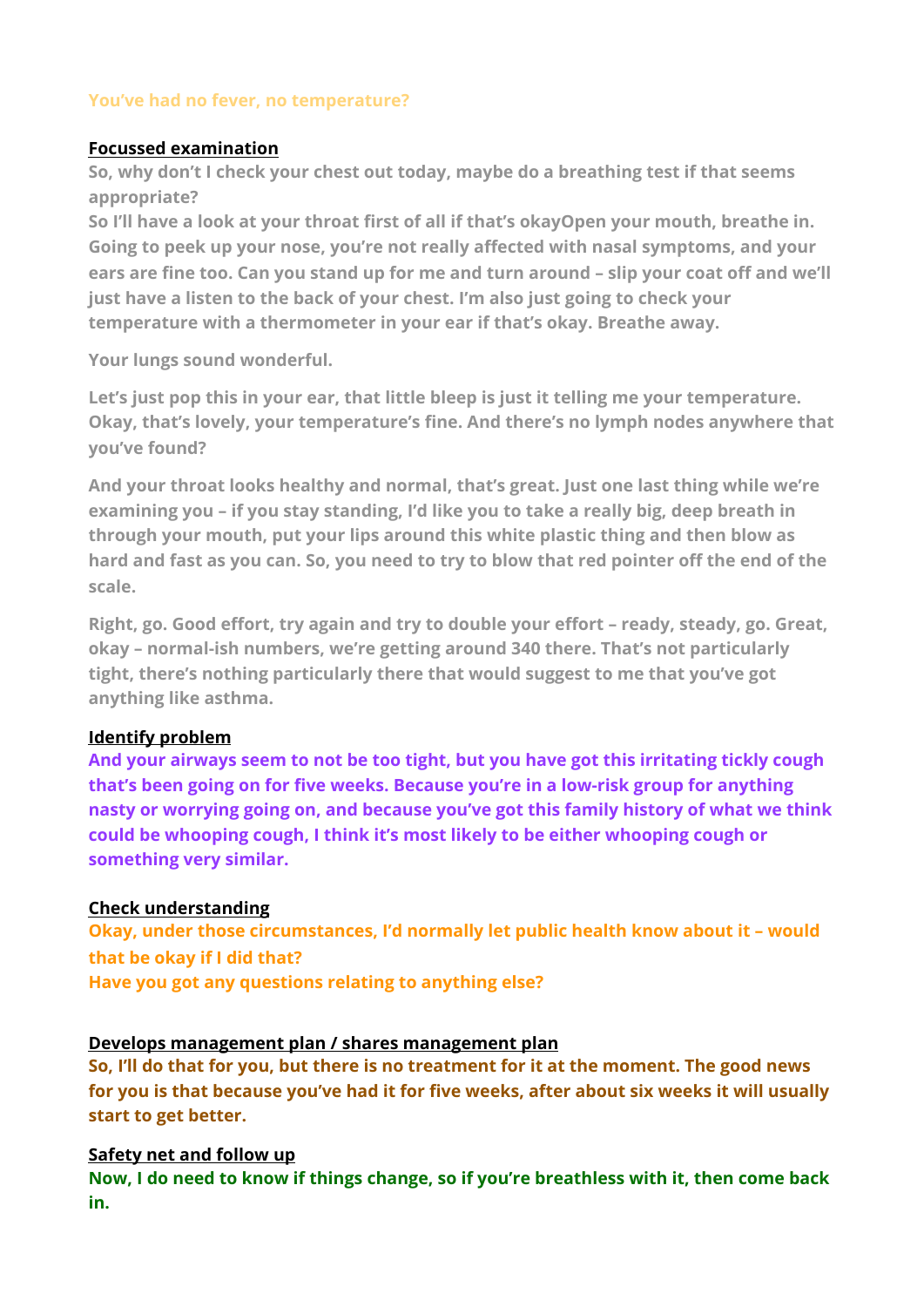You've had no fever, no temperature?

**Focussed examination**

So, why don't I check your chest out today, maybe do a breathing test if that seems appropriate?
So I'll have a look at your throat first of all if that's okayOpen your mouth, breathe in. Going to peek up your nose, you're not really affected with nasal symptoms, and your ears are fine too. Can you stand up for me and turn around – slip your coat off and we'll just have a listen to the back of your chest. I'm also just going to check your temperature with a thermometer in your ear if that's okay. Breathe away.

Your lungs sound wonderful.

Let's just pop this in your ear, that little bleep is just it telling me your temperature. Okay, that's lovely, your temperature's fine. And there's no lymph nodes anywhere that you've found?

And your throat looks healthy and normal, that's great. Just one last thing while we're examining you – if you stay standing, I'd like you to take a really big, deep breath in through your mouth, put your lips around this white plastic thing and then blow as hard and fast as you can. So, you need to try to blow that red pointer off the end of the scale.

Right, go. Good effort, try again and try to double your effort – ready, steady, go. Great, okay – normal-ish numbers, we're getting around 340 there. That's not particularly tight, there's nothing particularly there that would suggest to me that you've got anything like asthma.

**Identify problem**

And your airways seem to not be too tight, but you have got this irritating tickly cough that's been going on for five weeks. Because you're in a low-risk group for anything nasty or worrying going on, and because you've got this family history of what we think could be whooping cough, I think it's most likely to be either whooping cough or something very similar.

**Check understanding**

Okay, under those circumstances, I'd normally let public health know about it – would that be okay if I did that?
Have you got any questions relating to anything else?

**Develops management plan / shares management plan**

So, I'll do that for you, but there is no treatment for it at the moment. The good news for you is that because you've had it for five weeks, after about six weeks it will usually start to get better.

**Safety net and follow up**

Now, I do need to know if things change, so if you're breathless with it, then come back in.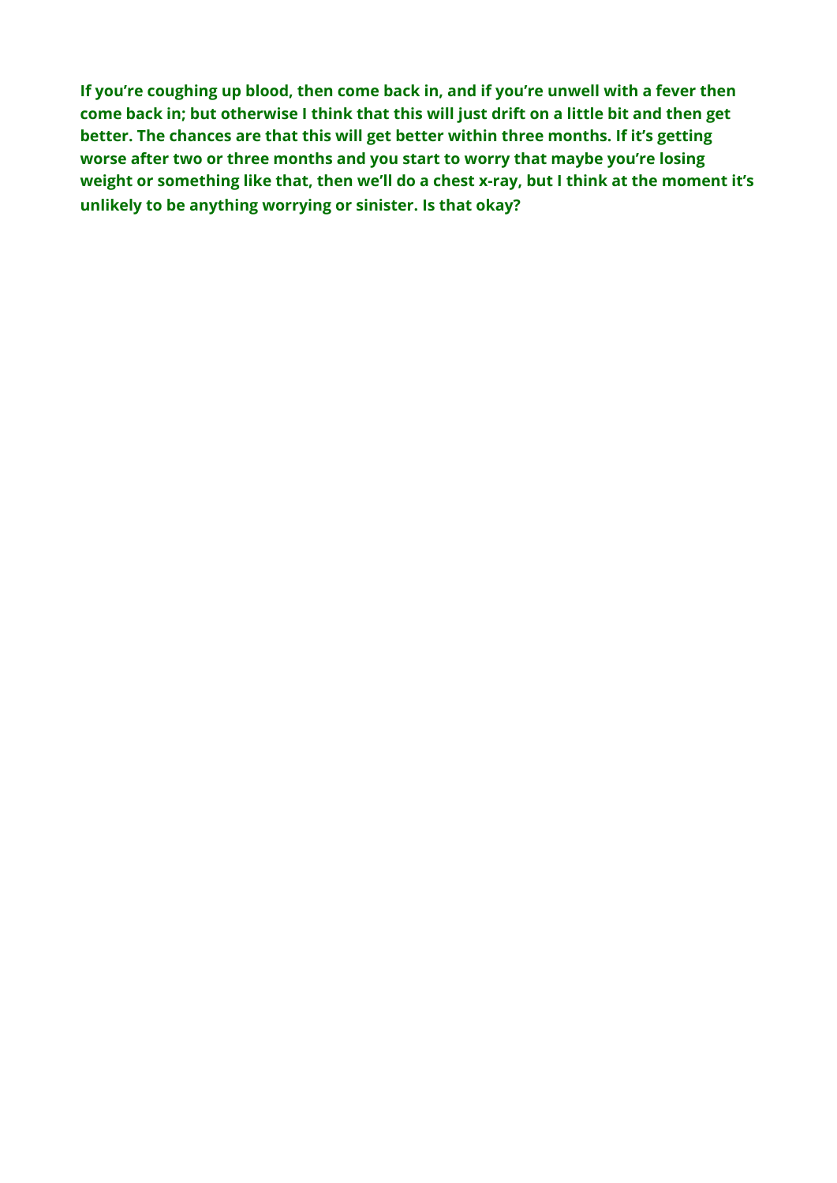**If you're coughing up blood, then come back in, and if you're unwell with a fever then come back in; but otherwise I think that this will just drift on a little bit and then get better. The chances are that this will get better within three months. If it's getting worse after two or three months and you start to worry that maybe you're losing weight or something like that, then we'll do a chest x-ray, but I think at the moment it's unlikely to be anything worrying or sinister. Is that okay?**